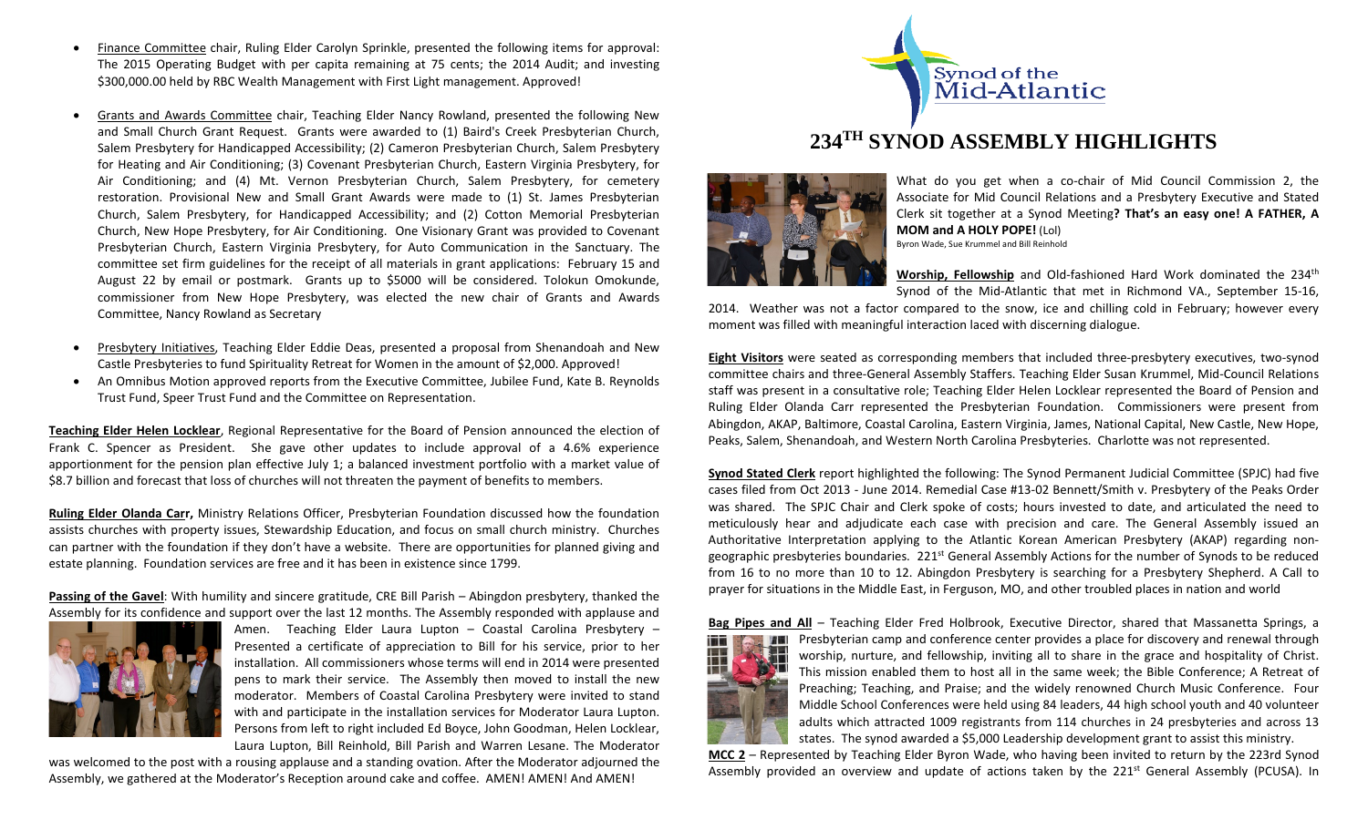- Finance Committee chair, Ruling Elder Carolyn Sprinkle, presented the following items for approval: The 2015 Operating Budget with per capita remaining at 75 cents; the 2014 Audit; and investing $300,000.00 held by RBC Wealth Management with First Light management. Approved!

- Grants and Awards Committee chair, Teaching Elder Nancy Rowland, presented the following New and Small Church Grant Request. Grants were awarded to (1) Baird's Creek Presbyterian Church, Salem Presbytery for Handicapped Accessibility; (2) Cameron Presbyterian Church, Salem Presbytery for Heating and Air Conditioning; (3) Covenant Presbyterian Church, Eastern Virginia Presbytery, for Air Conditioning; and (4) Mt. Vernon Presbyterian Church, Salem Presbytery, for cemetery restoration. Provisional New and Small Grant Awards were made to (1) St. James Presbyterian Church, Salem Presbytery, for Handicapped Accessibility; and (2) Cotton Memorial Presbyterian Church, New Hope Presbytery, for Air Conditioning. One Visionary Grant was provided to Covenant Presbyterian Church, Eastern Virginia Presbytery, for Auto Communication in the Sanctuary. The committee set firm guidelines for the receipt of all materials in grant applications: February 15 and August 22 by email or postmark. Grants up to $5000 will be considered. Tolokun Omokunde, commissioner from New Hope Presbytery, was elected the new chair of Grants and Awards Committee, Nancy Rowland as Secretary

- Presbytery Initiatives, Teaching Elder Eddie Deas, presented a proposal from Shenandoah and New Castle Presbyteries to fund Spirituality Retreat for Women in the amount of $2,000. Approved!
- An Omnibus Motion approved reports from the Executive Committee, Jubilee Fund, Kate B. Reynolds Trust Fund, Speer Trust Fund and the Committee on Representation.

**Teaching Elder Helen Locklear**, Regional Representative for the Board of Pension announced the election of Frank C. Spencer as President. She gave other updates to include approval of a 4.6% experience apportionment for the pension plan effective July 1; a balanced investment portfolio with a market value of $8.7 billion and forecast that loss of churches will not threaten the payment of benefits to members.

**Ruling Elder Olanda Carr,** Ministry Relations Officer, Presbyterian Foundation discussed how the foundation assists churches with property issues, Stewardship Education, and focus on small church ministry. Churches can partner with the foundation if they don't have a website. There are opportunities for planned giving and estate planning. Foundation services are free and it has been in existence since 1799.

**Passing of the Gavel**: With humility and sincere gratitude, CRE Bill Parish – Abingdon presbytery, thanked the Assembly for its confidence and support over the last 12 months. The Assembly responded with applause and Amen. Teaching Elder Laura Lupton – Coastal Carolina Presbytery – Presented a certificate of appreciation to Bill for his service, prior to her installation. All commissioners whose terms will end in 2014 were presented pens to mark their service. The Assembly then moved to install the new moderator. Members of Coastal Carolina Presbytery were invited to stand with and participate in the installation services for Moderator Laura Lupton. Persons from left to right included Ed Boyce, John Goodman, Helen Locklear, Laura Lupton, Bill Reinhold, Bill Parish and Warren Lesane. The Moderator was welcomed to the post with a rousing applause and a standing ovation. After the Moderator adjourned the Assembly, we gathered at the Moderator's Reception around cake and coffee. AMEN! AMEN! And AMEN!

Synod of the Mid-Atlantic

# 234TH SYNOD ASSEMBLY HIGHLIGHTS

What do you get when a co-chair of Mid Council Commission 2, the Associate for Mid Council Relations and a Presbytery Executive and Stated Clerk sit together at a Synod Meeting**? That's an easy one! A FATHER, A MOM and A HOLY POPE!** (Lol)

Byron Wade, Sue Krummel and Bill Reinhold

**Worship, Fellowship** and Old-fashioned Hard Work dominated the 234th Synod of the Mid-Atlantic that met in Richmond VA., September 15-16, 2014. Weather was not a factor compared to the snow, ice and chilling cold in February; however every moment was filled with meaningful interaction laced with discerning dialogue.

**Eight Visitors** were seated as corresponding members that included three-presbytery executives, two-synod committee chairs and three-General Assembly Staffers. Teaching Elder Susan Krummel, Mid-Council Relations staff was present in a consultative role; Teaching Elder Helen Locklear represented the Board of Pension and Ruling Elder Olanda Carr represented the Presbyterian Foundation. Commissioners were present from Abingdon, AKAP, Baltimore, Coastal Carolina, Eastern Virginia, James, National Capital, New Castle, New Hope, Peaks, Salem, Shenandoah, and Western North Carolina Presbyteries. Charlotte was not represented.

**Synod Stated Clerk** report highlighted the following: The Synod Permanent Judicial Committee (SPJC) had five cases filed from Oct 2013 - June 2014. Remedial Case #13-02 Bennett/Smith v. Presbytery of the Peaks Order was shared. The SPJC Chair and Clerk spoke of costs; hours invested to date, and articulated the need to meticulously hear and adjudicate each case with precision and care. The General Assembly issued an Authoritative Interpretation applying to the Atlantic Korean American Presbytery (AKAP) regarding non-geographic presbyteries boundaries. 221st General Assembly Actions for the number of Synods to be reduced from 16 to no more than 10 to 12. Abingdon Presbytery is searching for a Presbytery Shepherd. A Call to prayer for situations in the Middle East, in Ferguson, MO, and other troubled places in nation and world

**Bag Pipes and All** – Teaching Elder Fred Holbrook, Executive Director, shared that Massanetta Springs, a Presbyterian camp and conference center provides a place for discovery and renewal through worship, nurture, and fellowship, inviting all to share in the grace and hospitality of Christ. This mission enabled them to host all in the same week; the Bible Conference; A Retreat of Preaching; Teaching, and Praise; and the widely renowned Church Music Conference. Four Middle School Conferences were held using 84 leaders, 44 high school youth and 40 volunteer adults which attracted 1009 registrants from 114 churches in 24 presbyteries and across 13 states. The synod awarded a $5,000 Leadership development grant to assist this ministry.

**MCC 2** – Represented by Teaching Elder Byron Wade, who having been invited to return by the 223rd Synod Assembly provided an overview and update of actions taken by the 221st General Assembly (PCUSA). In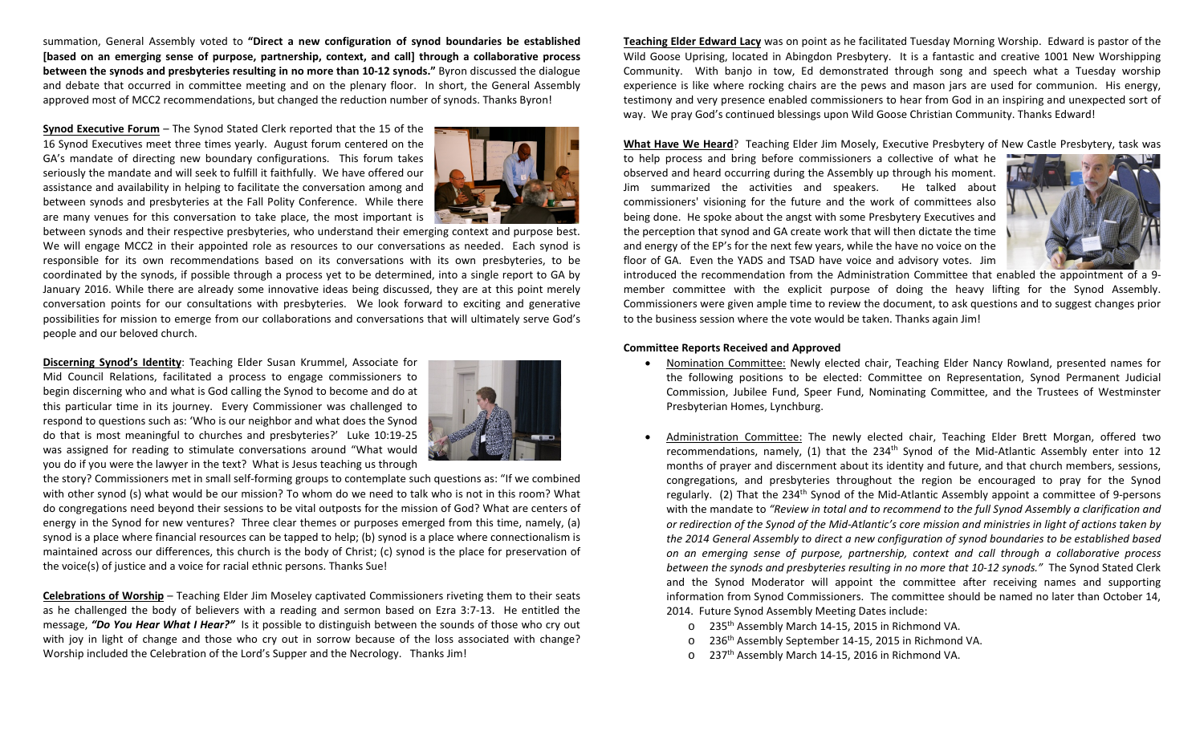summation, General Assembly voted to **"Direct a new configuration of synod boundaries be established [based on an emerging sense of purpose, partnership, context, and call] through a collaborative process between the synods and presbyteries resulting in no more than 10-12 synods."** Byron discussed the dialogue and debate that occurred in committee meeting and on the plenary floor. In short, the General Assembly approved most of MCC2 recommendations, but changed the reduction number of synods. Thanks Byron!

**Synod Executive Forum** – The Synod Stated Clerk reported that the 15 of the 16 Synod Executives meet three times yearly. August forum centered on the GA's mandate of directing new boundary configurations. This forum takes seriously the mandate and will seek to fulfill it faithfully. We have offered our assistance and availability in helping to facilitate the conversation among and between synods and presbyteries at the Fall Polity Conference. While there are many venues for this conversation to take place, the most important is between synods and their respective presbyteries, who understand their emerging context and purpose best. We will engage MCC2 in their appointed role as resources to our conversations as needed. Each synod is responsible for its own recommendations based on its conversations with its own presbyteries, to be coordinated by the synods, if possible through a process yet to be determined, into a single report to GA by January 2016. While there are already some innovative ideas being discussed, they are at this point merely conversation points for our consultations with presbyteries. We look forward to exciting and generative possibilities for mission to emerge from our collaborations and conversations that will ultimately serve God's people and our beloved church.

**Discerning Synod's Identity**: Teaching Elder Susan Krummel, Associate for Mid Council Relations, facilitated a process to engage commissioners to begin discerning who and what is God calling the Synod to become and do at this particular time in its journey. Every Commissioner was challenged to respond to questions such as: 'Who is our neighbor and what does the Synod do that is most meaningful to churches and presbyteries?' Luke 10:19-25 was assigned for reading to stimulate conversations around "What would you do if you were the lawyer in the text? What is Jesus teaching us through the story? Commissioners met in small self-forming groups to contemplate such questions as: "If we combined with other synod (s) what would be our mission? To whom do we need to talk who is not in this room? What do congregations need beyond their sessions to be vital outposts for the mission of God? What are centers of energy in the Synod for new ventures? Three clear themes or purposes emerged from this time, namely, (a) synod is a place where financial resources can be tapped to help; (b) synod is a place where connectionalism is maintained across our differences, this church is the body of Christ; (c) synod is the place for preservation of the voice(s) of justice and a voice for racial ethnic persons. Thanks Sue!

**Celebrations of Worship** – Teaching Elder Jim Moseley captivated Commissioners riveting them to their seats as he challenged the body of believers with a reading and sermon based on Ezra 3:7-13. He entitled the message, ***"Do You Hear What I Hear?"*** Is it possible to distinguish between the sounds of those who cry out with joy in light of change and those who cry out in sorrow because of the loss associated with change? Worship included the Celebration of the Lord's Supper and the Necrology. Thanks Jim!

**Teaching Elder Edward Lacy** was on point as he facilitated Tuesday Morning Worship. Edward is pastor of the Wild Goose Uprising, located in Abingdon Presbytery. It is a fantastic and creative 1001 New Worshipping Community. With banjo in tow, Ed demonstrated through song and speech what a Tuesday worship experience is like where rocking chairs are the pews and mason jars are used for communion. His energy, testimony and very presence enabled commissioners to hear from God in an inspiring and unexpected sort of way. We pray God's continued blessings upon Wild Goose Christian Community. Thanks Edward!

**What Have We Heard**? Teaching Elder Jim Mosely, Executive Presbytery of New Castle Presbytery, task was to help process and bring before commissioners a collective of what he observed and heard occurring during the Assembly up through his moment. Jim summarized the activities and speakers. He talked about commissioners' visioning for the future and the work of committees also being done. He spoke about the angst with some Presbytery Executives and the perception that synod and GA create work that will then dictate the time and energy of the EP's for the next few years, while the have no voice on the floor of GA. Even the YADS and TSAD have voice and advisory votes. Jim introduced the recommendation from the Administration Committee that enabled the appointment of a 9-member committee with the explicit purpose of doing the heavy lifting for the Synod Assembly. Commissioners were given ample time to review the document, to ask questions and to suggest changes prior to the business session where the vote would be taken. Thanks again Jim!

**Committee Reports Received and Approved**

- Nomination Committee: Newly elected chair, Teaching Elder Nancy Rowland, presented names for the following positions to be elected: Committee on Representation, Synod Permanent Judicial Commission, Jubilee Fund, Speer Fund, Nominating Committee, and the Trustees of Westminster Presbyterian Homes, Lynchburg.

- Administration Committee: The newly elected chair, Teaching Elder Brett Morgan, offered two recommendations, namely, (1) that the 234th Synod of the Mid-Atlantic Assembly enter into 12 months of prayer and discernment about its identity and future, and that church members, sessions, congregations, and presbyteries throughout the region be encouraged to pray for the Synod regularly. (2) That the 234th Synod of the Mid-Atlantic Assembly appoint a committee of 9-persons with the mandate to *"Review in total and to recommend to the full Synod Assembly a clarification and or redirection of the Synod of the Mid-Atlantic's core mission and ministries in light of actions taken by the 2014 General Assembly to direct a new configuration of synod boundaries to be established based on an emerging sense of purpose, partnership, context and call through a collaborative process between the synods and presbyteries resulting in no more that 10-12 synods."* The Synod Stated Clerk and the Synod Moderator will appoint the committee after receiving names and supporting information from Synod Commissioners. The committee should be named no later than October 14, 2014. Future Synod Assembly Meeting Dates include:
  - 235th Assembly March 14-15, 2015 in Richmond VA.
  - 236th Assembly September 14-15, 2015 in Richmond VA.
  - 237th Assembly March 14-15, 2016 in Richmond VA.